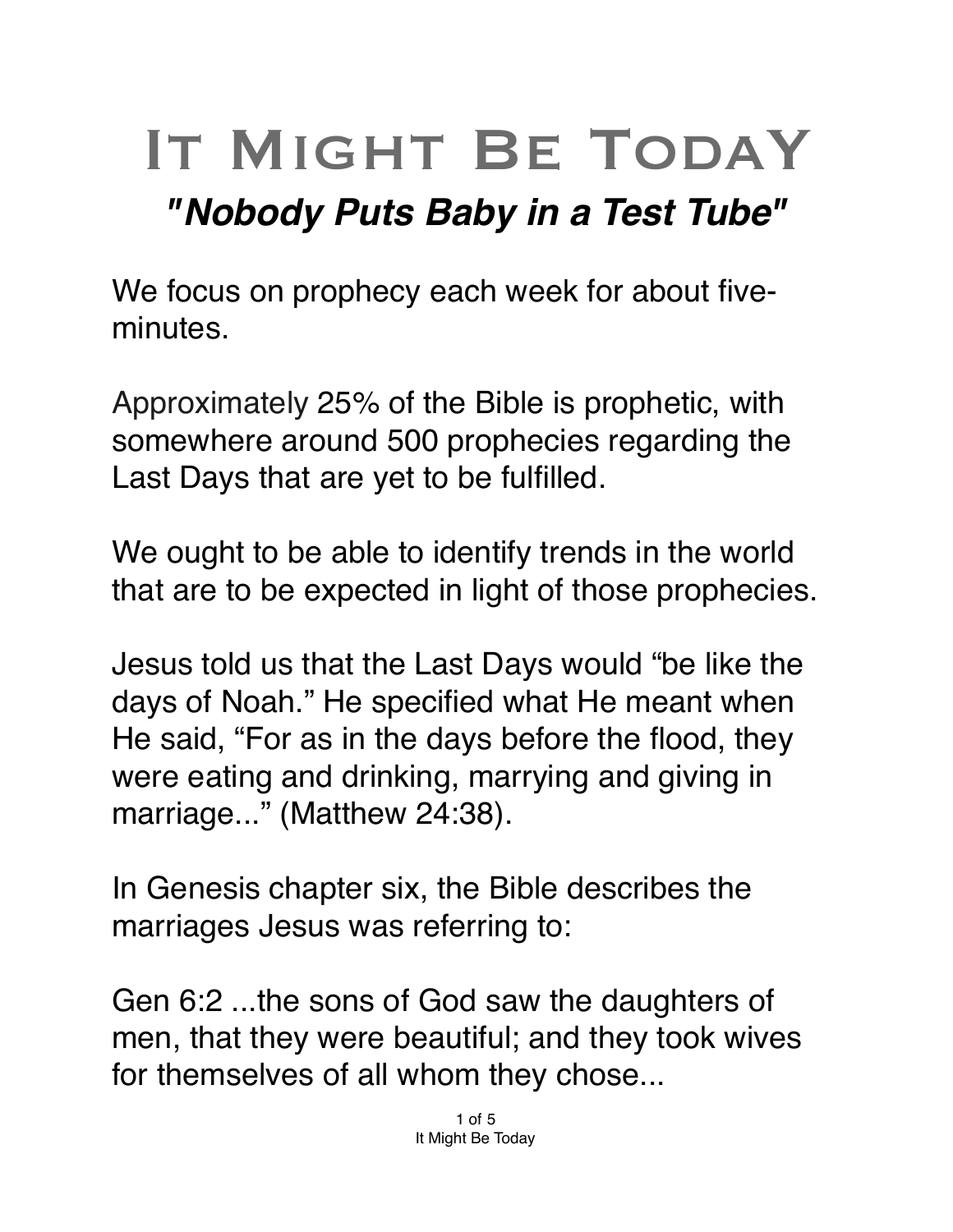# It Might Be TodaY

## *"Nobody Puts Baby in a Test Tube"*

We focus on prophecy each week for about five-minutes.

Approximately 25% of the Bible is prophetic, with somewhere around 500 prophecies regarding the Last Days that are yet to be fulfilled.

We ought to be able to identify trends in the world that are to be expected in light of those prophecies.

Jesus told us that the Last Days would "be like the days of Noah." He specified what He meant when He said, "For as in the days before the flood, they were eating and drinking, marrying and giving in marriage..." (Matthew 24:38).

In Genesis chapter six, the Bible describes the marriages Jesus was referring to:

Gen 6:2 ...the sons of God saw the daughters of men, that they were beautiful; and they took wives for themselves of all whom they chose...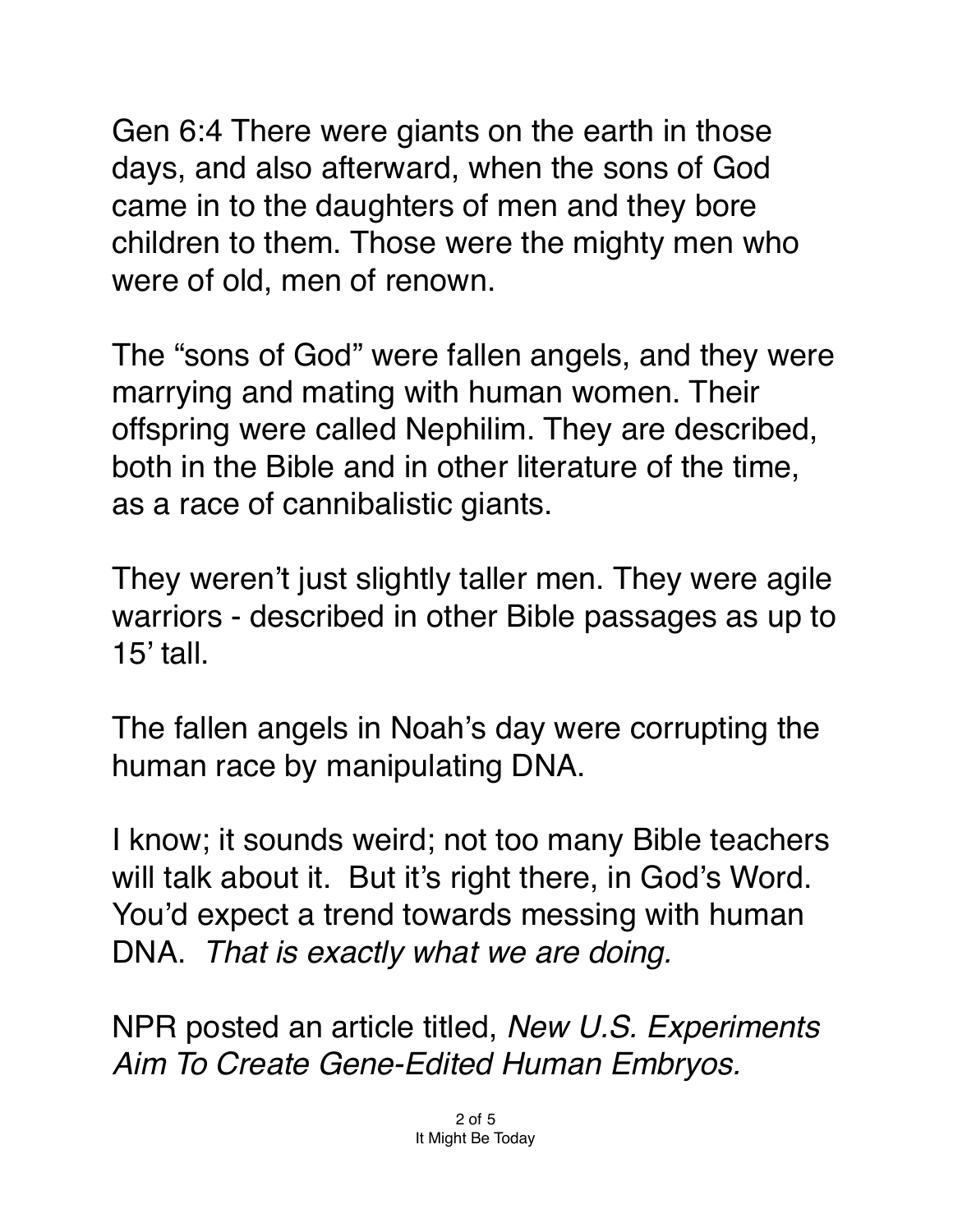Gen 6:4 There were giants on the earth in those days, and also afterward, when the sons of God came in to the daughters of men and they bore children to them. Those were the mighty men who were of old, men of renown.

The "sons of God" were fallen angels, and they were marrying and mating with human women. Their offspring were called Nephilim. They are described, both in the Bible and in other literature of the time, as a race of cannibalistic giants.

They weren't just slightly taller men. They were agile warriors - described in other Bible passages as up to 15' tall.

The fallen angels in Noah's day were corrupting the human race by manipulating DNA.

I know; it sounds weird; not too many Bible teachers will talk about it. But it's right there, in God's Word. You'd expect a trend towards messing with human DNA. *That is exactly what we are doing.*

NPR posted an article titled, *New U.S. Experiments Aim To Create Gene-Edited Human Embryos.*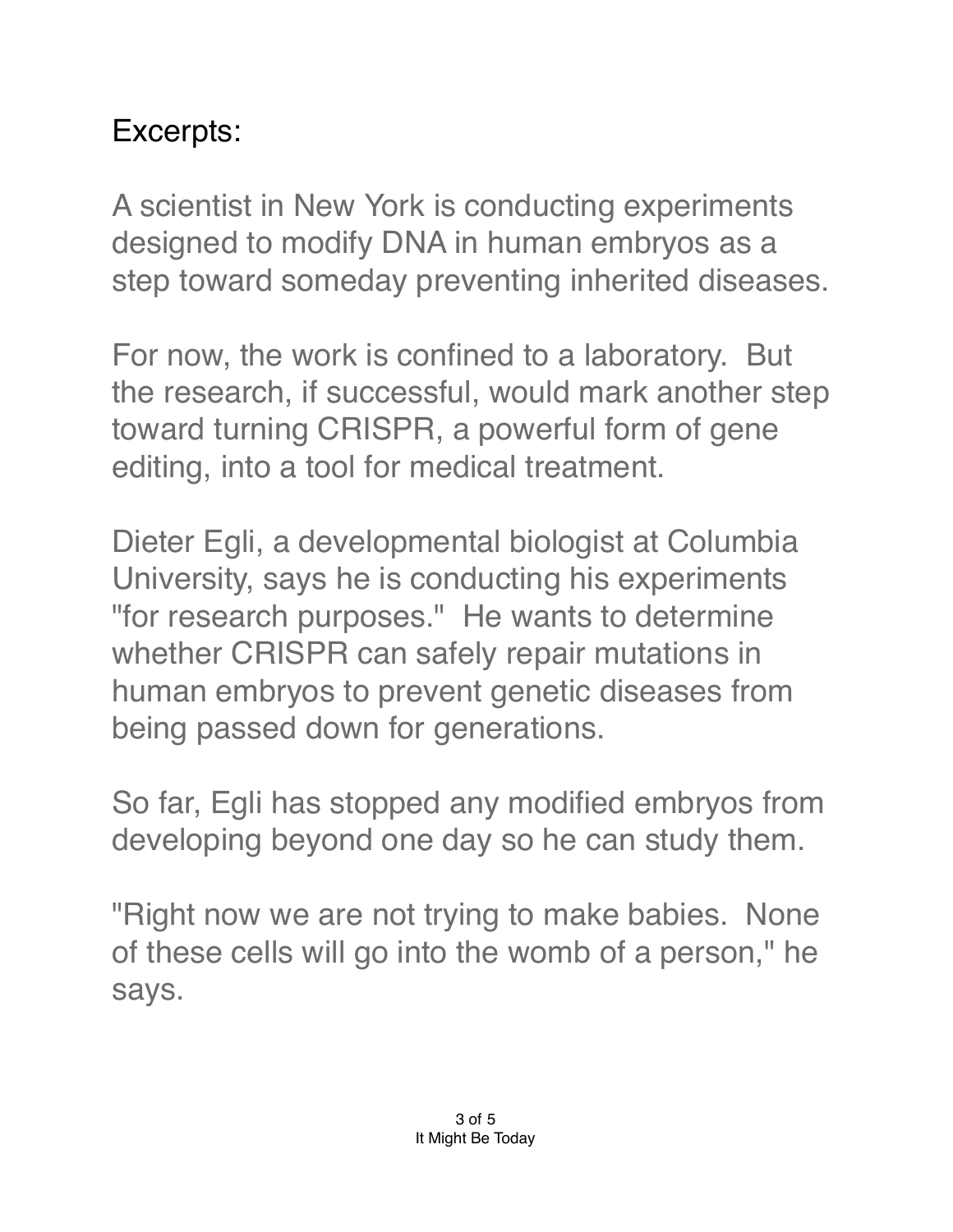Excerpts:

A scientist in New York is conducting experiments designed to modify DNA in human embryos as a step toward someday preventing inherited diseases.

For now, the work is confined to a laboratory. But the research, if successful, would mark another step toward turning CRISPR, a powerful form of gene editing, into a tool for medical treatment.

Dieter Egli, a developmental biologist at Columbia University, says he is conducting his experiments "for research purposes." He wants to determine whether CRISPR can safely repair mutations in human embryos to prevent genetic diseases from being passed down for generations.

So far, Egli has stopped any modified embryos from developing beyond one day so he can study them.

"Right now we are not trying to make babies. None of these cells will go into the womb of a person," he says.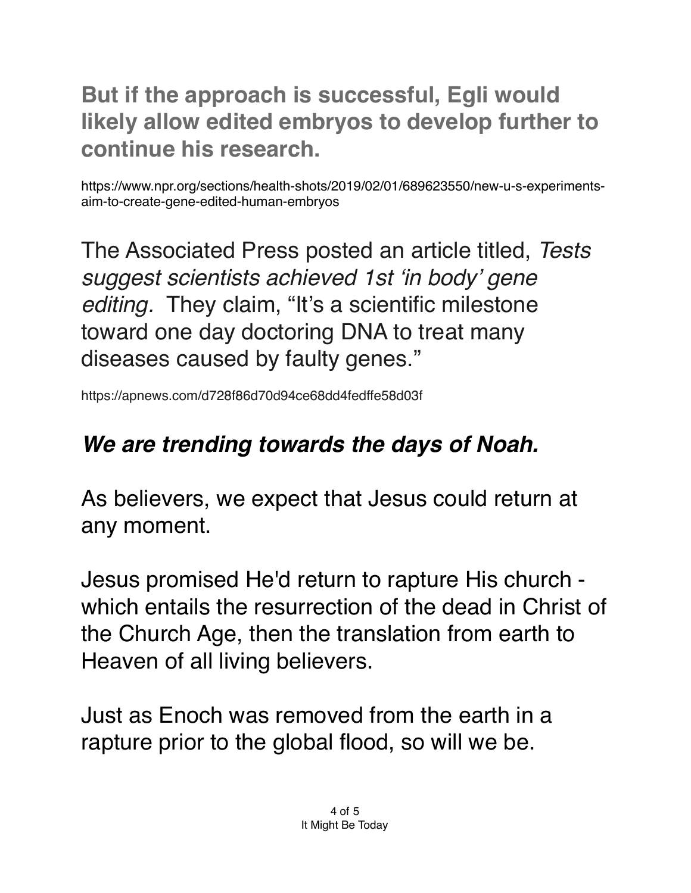**But if the approach is successful, Egli would likely allow edited embryos to develop further to continue his research.**

https://www.npr.org/sections/health-shots/2019/02/01/689623550/new-u-s-experiments-aim-to-create-gene-edited-human-embryos

The Associated Press posted an article titled, *Tests suggest scientists achieved 1st 'in body' gene editing.* They claim, "It's a scientific milestone toward one day doctoring DNA to treat many diseases caused by faulty genes."

https://apnews.com/d728f86d70d94ce68dd4fedffe58d03f

***We are trending towards the days of Noah.***

As believers, we expect that Jesus could return at any moment.

Jesus promised He'd return to rapture His church - which entails the resurrection of the dead in Christ of the Church Age, then the translation from earth to Heaven of all living believers.

Just as Enoch was removed from the earth in a rapture prior to the global flood, so will we be.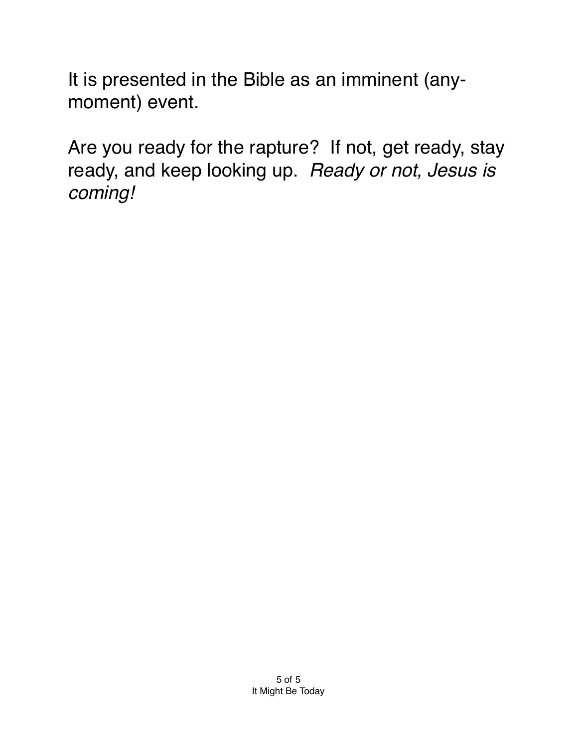It is presented in the Bible as an imminent (any-moment) event.

Are you ready for the rapture? If not, get ready, stay ready, and keep looking up. *Ready or not, Jesus is coming!*